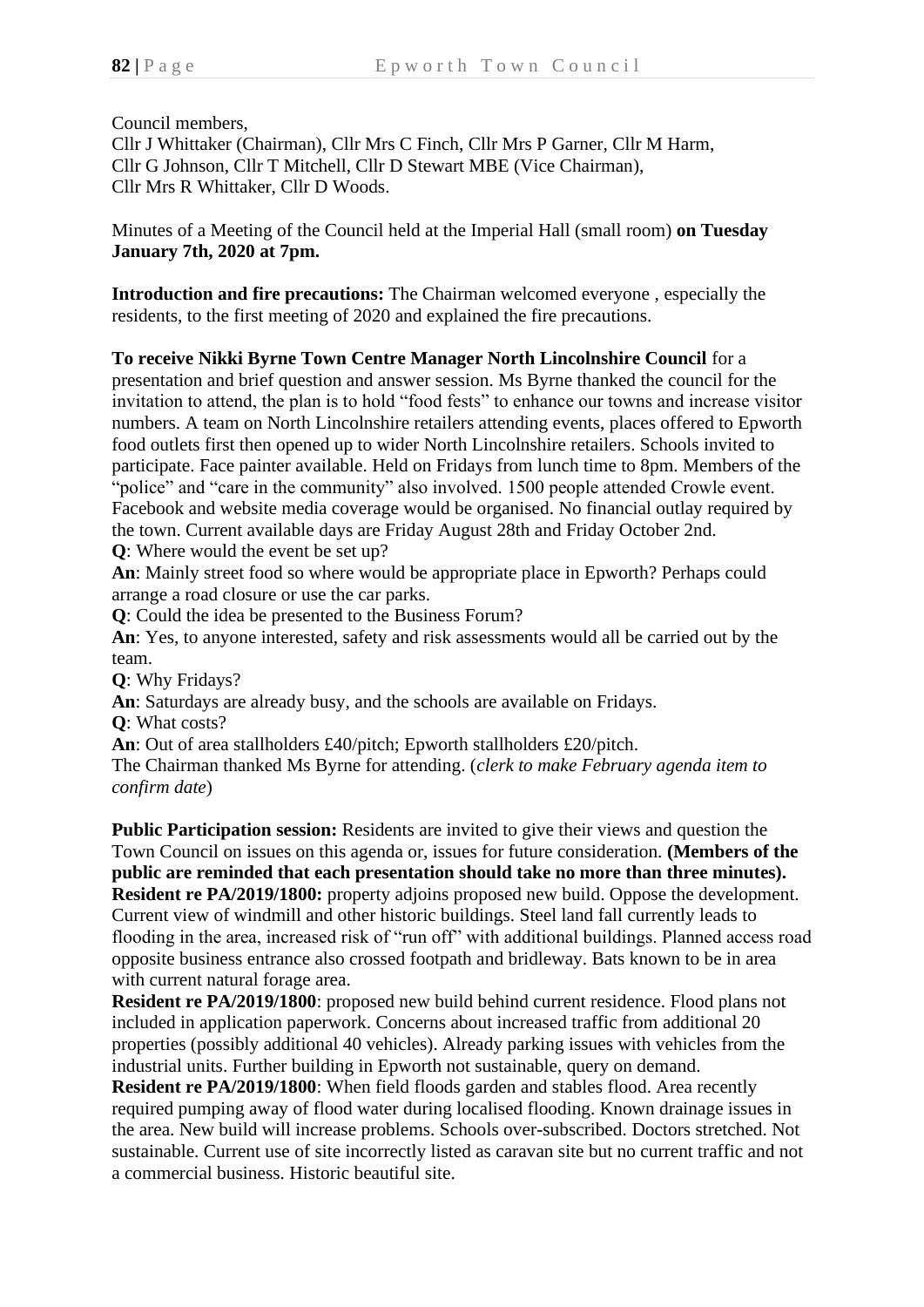Council members,
Cllr J Whittaker (Chairman), Cllr Mrs C Finch, Cllr Mrs P Garner, Cllr M Harm, Cllr G Johnson, Cllr T Mitchell, Cllr D Stewart MBE (Vice Chairman), Cllr Mrs R Whittaker, Cllr D Woods.

Minutes of a Meeting of the Council held at the Imperial Hall (small room) **on Tuesday January 7th, 2020 at 7pm.**

**Introduction and fire precautions:** The Chairman welcomed everyone , especially the residents, to the first meeting of 2020 and explained the fire precautions.

**To receive Nikki Byrne Town Centre Manager North Lincolnshire Council** for a presentation and brief question and answer session. Ms Byrne thanked the council for the invitation to attend, the plan is to hold "food fests" to enhance our towns and increase visitor numbers. A team on North Lincolnshire retailers attending events, places offered to Epworth food outlets first then opened up to wider North Lincolnshire retailers. Schools invited to participate. Face painter available. Held on Fridays from lunch time to 8pm. Members of the "police" and "care in the community" also involved. 1500 people attended Crowle event. Facebook and website media coverage would be organised. No financial outlay required by the town. Current available days are Friday August 28th and Friday October 2nd.
**Q**: Where would the event be set up?
**An**: Mainly street food so where would be appropriate place in Epworth? Perhaps could arrange a road closure or use the car parks.
**Q**: Could the idea be presented to the Business Forum?
**An**: Yes, to anyone interested, safety and risk assessments would all be carried out by the team.
**Q**: Why Fridays?
**An**: Saturdays are already busy, and the schools are available on Fridays.
**Q**: What costs?
**An**: Out of area stallholders £40/pitch; Epworth stallholders £20/pitch.
The Chairman thanked Ms Byrne for attending. (*clerk to make February agenda item to confirm date*)

**Public Participation session:** Residents are invited to give their views and question the Town Council on issues on this agenda or, issues for future consideration. **(Members of the public are reminded that each presentation should take no more than three minutes).**
**Resident re PA/2019/1800:** property adjoins proposed new build. Oppose the development. Current view of windmill and other historic buildings. Steel land fall currently leads to flooding in the area, increased risk of "run off" with additional buildings. Planned access road opposite business entrance also crossed footpath and bridleway. Bats known to be in area with current natural forage area.
**Resident re PA/2019/1800**: proposed new build behind current residence. Flood plans not included in application paperwork. Concerns about increased traffic from additional 20 properties (possibly additional 40 vehicles). Already parking issues with vehicles from the industrial units. Further building in Epworth not sustainable, query on demand.
**Resident re PA/2019/1800**: When field floods garden and stables flood. Area recently required pumping away of flood water during localised flooding. Known drainage issues in the area. New build will increase problems. Schools over-subscribed. Doctors stretched. Not sustainable. Current use of site incorrectly listed as caravan site but no current traffic and not a commercial business. Historic beautiful site.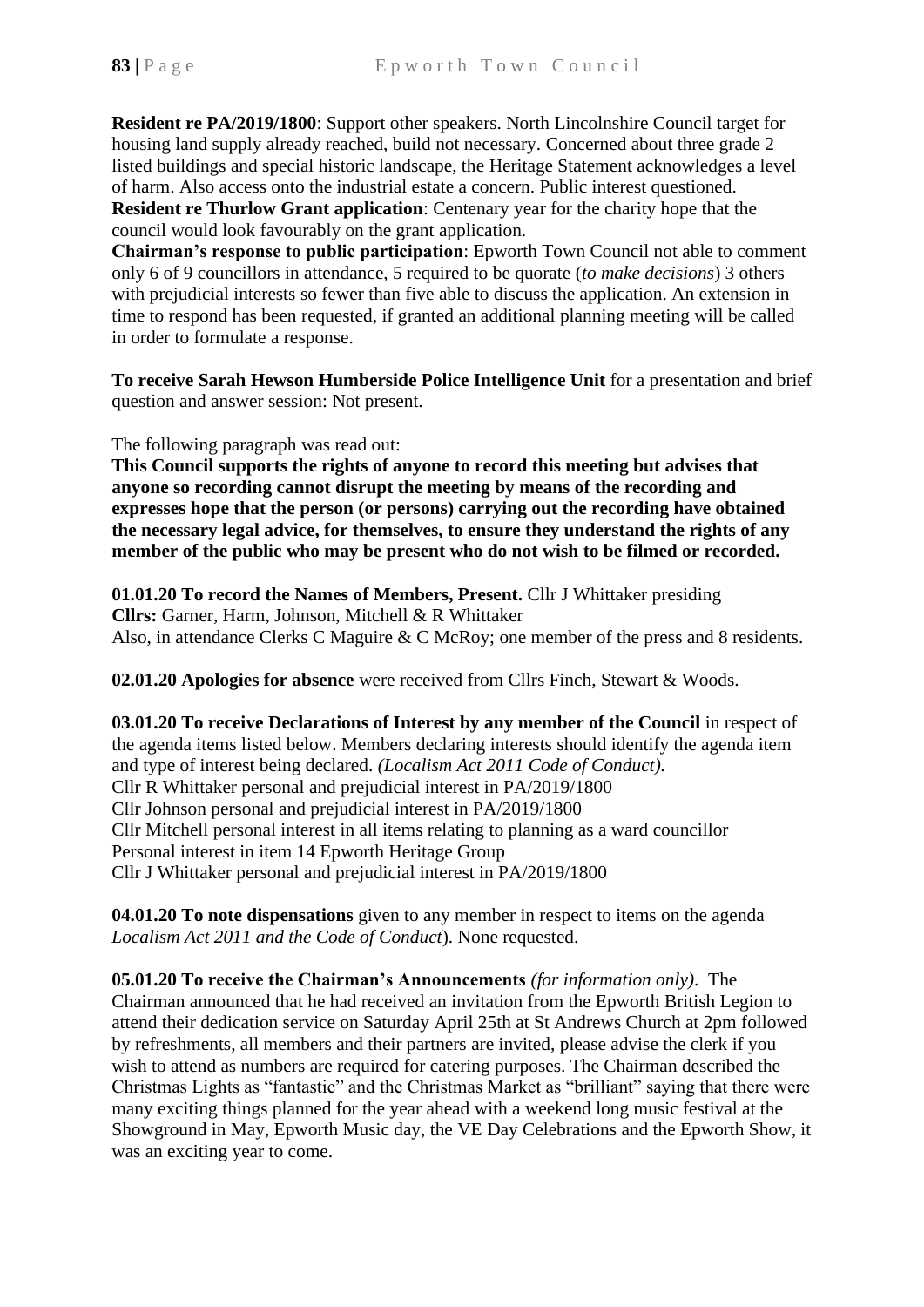**Resident re PA/2019/1800**: Support other speakers. North Lincolnshire Council target for housing land supply already reached, build not necessary. Concerned about three grade 2 listed buildings and special historic landscape, the Heritage Statement acknowledges a level of harm. Also access onto the industrial estate a concern. Public interest questioned.
**Resident re Thurlow Grant application**: Centenary year for the charity hope that the council would look favourably on the grant application.
**Chairman's response to public participation**: Epworth Town Council not able to comment only 6 of 9 councillors in attendance, 5 required to be quorate (*to make decisions*) 3 others with prejudicial interests so fewer than five able to discuss the application. An extension in time to respond has been requested, if granted an additional planning meeting will be called in order to formulate a response.

**To receive Sarah Hewson Humberside Police Intelligence Unit** for a presentation and brief question and answer session: Not present.

The following paragraph was read out:
**This Council supports the rights of anyone to record this meeting but advises that anyone so recording cannot disrupt the meeting by means of the recording and expresses hope that the person (or persons) carrying out the recording have obtained the necessary legal advice, for themselves, to ensure they understand the rights of any member of the public who may be present who do not wish to be filmed or recorded.**

**01.01.20 To record the Names of Members, Present.** Cllr J Whittaker presiding
**Cllrs:** Garner, Harm, Johnson, Mitchell & R Whittaker
Also, in attendance Clerks C Maguire & C McRoy; one member of the press and 8 residents.

**02.01.20 Apologies for absence** were received from Cllrs Finch, Stewart & Woods.

**03.01.20 To receive Declarations of Interest by any member of the Council** in respect of the agenda items listed below. Members declaring interests should identify the agenda item and type of interest being declared. *(Localism Act 2011 Code of Conduct).*
Cllr R Whittaker personal and prejudicial interest in PA/2019/1800
Cllr Johnson personal and prejudicial interest in PA/2019/1800
Cllr Mitchell personal interest in all items relating to planning as a ward councillor
Personal interest in item 14 Epworth Heritage Group
Cllr J Whittaker personal and prejudicial interest in PA/2019/1800

**04.01.20 To note dispensations** given to any member in respect to items on the agenda *Localism Act 2011 and the Code of Conduct*). None requested.

**05.01.20 To receive the Chairman's Announcements** *(for information only)*. The Chairman announced that he had received an invitation from the Epworth British Legion to attend their dedication service on Saturday April 25th at St Andrews Church at 2pm followed by refreshments, all members and their partners are invited, please advise the clerk if you wish to attend as numbers are required for catering purposes. The Chairman described the Christmas Lights as "fantastic" and the Christmas Market as "brilliant" saying that there were many exciting things planned for the year ahead with a weekend long music festival at the Showground in May, Epworth Music day, the VE Day Celebrations and the Epworth Show, it was an exciting year to come.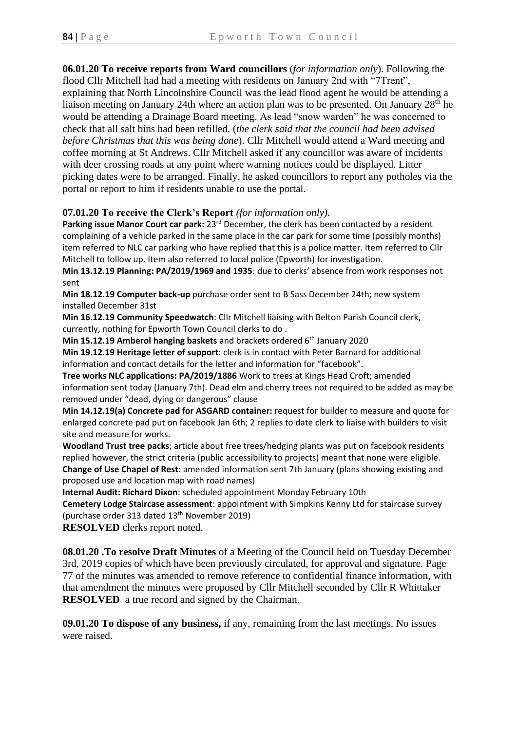**06.01.20 To receive reports from Ward councillors** (*for information only*). Following the flood Cllr Mitchell had had a meeting with residents on January 2nd with "7Trent", explaining that North Lincolnshire Council was the lead flood agent he would be attending a liaison meeting on January 24th where an action plan was to be presented. On January 28th he would be attending a Drainage Board meeting. As lead "snow warden" he was concerned to check that all salt bins had been refilled. (*the clerk said that the council had been advised before Christmas that this was being done*). Cllr Mitchell would attend a Ward meeting and coffee morning at St Andrews. Cllr Mitchell asked if any councillor was aware of incidents with deer crossing roads at any point where warning notices could be displayed. Litter picking dates were to be arranged. Finally, he asked councillors to report any potholes via the portal or report to him if residents unable to use the portal.

**07.01.20 To receive the Clerk's Report** *(for information only).*

**Parking issue Manor Court car park:** 23rd December, the clerk has been contacted by a resident complaining of a vehicle parked in the same place in the car park for some time (possibly months) item referred to NLC car parking who have replied that this is a police matter. Item referred to Cllr Mitchell to follow up. Item also referred to local police (Epworth) for investigation.

**Min 13.12.19 Planning: PA/2019/1969 and 1935**: due to clerks' absence from work responses not sent

**Min 18.12.19 Computer back-up** purchase order sent to B Sass December 24th; new system installed December 31st

**Min 16.12.19 Community Speedwatch**: Cllr Mitchell liaising with Belton Parish Council clerk, currently, nothing for Epworth Town Council clerks to do .

**Min 15.12.19 Amberol hanging baskets** and brackets ordered 6th January 2020

**Min 19.12.19 Heritage letter of support**: clerk is in contact with Peter Barnard for additional information and contact details for the letter and information for "facebook".

**Tree works NLC applications: PA/2019/1886** Work to trees at Kings Head Croft; amended information sent today (January 7th). Dead elm and cherry trees not required to be added as may be removed under "dead, dying or dangerous" clause

**Min 14.12.19(a) Concrete pad for ASGARD container:** request for builder to measure and quote for enlarged concrete pad put on facebook Jan 6th; 2 replies to date clerk to liaise with builders to visit site and measure for works.

**Woodland Trust tree packs**; article about free trees/hedging plants was put on facebook residents replied however, the strict criteria (public accessibility to projects) meant that none were eligible.

**Change of Use Chapel of Rest**: amended information sent 7th January (plans showing existing and proposed use and location map with road names)

**Internal Audit: Richard Dixon**: scheduled appointment Monday February 10th

**Cemetery Lodge Staircase assessment**: appointment with Simpkins Kenny Ltd for staircase survey (purchase order 313 dated 13th November 2019)

**RESOLVED** clerks report noted.

**08.01.20 .To resolve Draft Minutes** of a Meeting of the Council held on Tuesday December 3rd, 2019 copies of which have been previously circulated, for approval and signature. Page 77 of the minutes was amended to remove reference to confidential finance information, with that amendment the minutes were proposed by Cllr Mitchell seconded by Cllr R Whittaker **RESOLVED** a true record and signed by the Chairman.

**09.01.20 To dispose of any business,** if any, remaining from the last meetings. No issues were raised.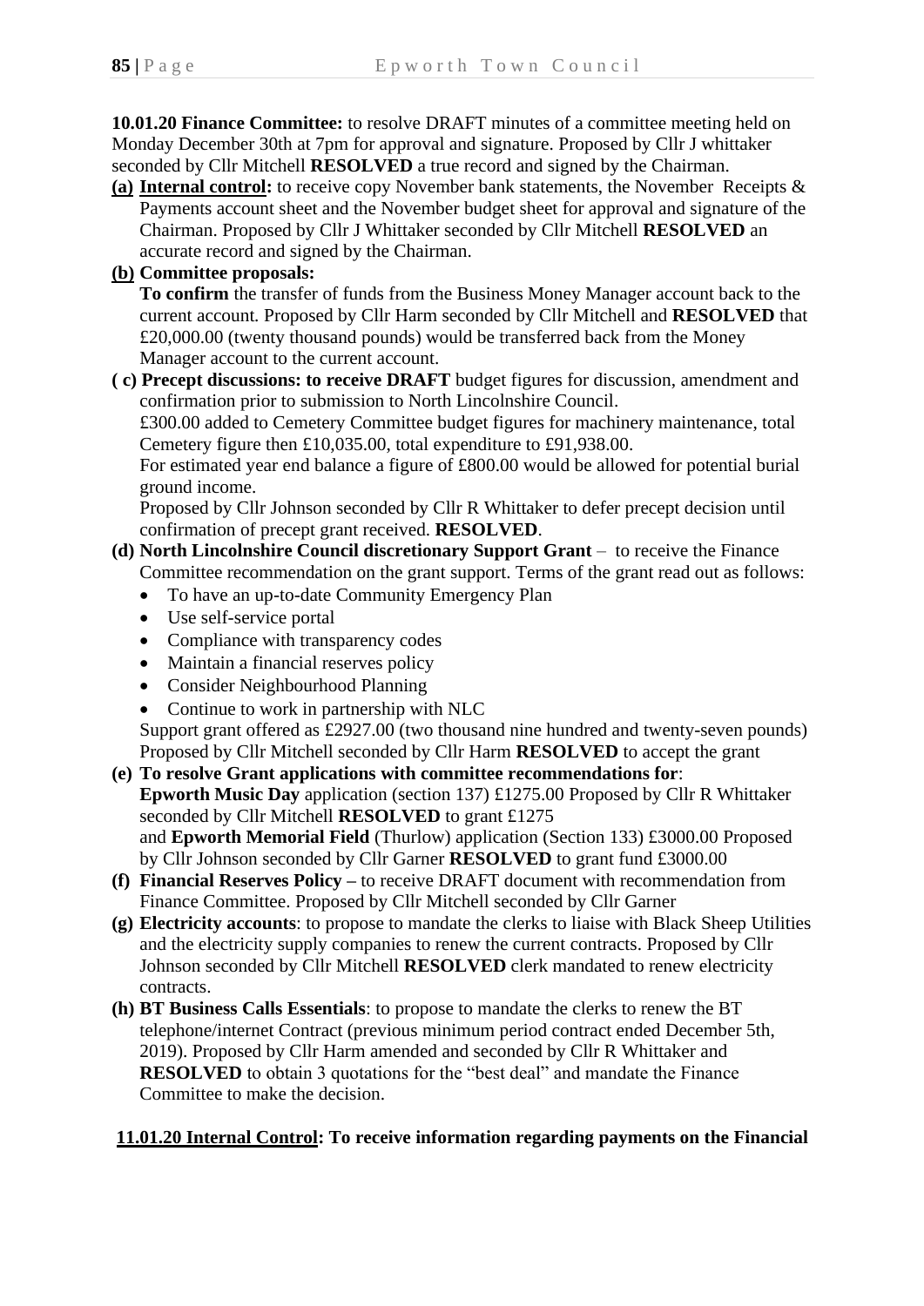**10.01.20 Finance Committee:** to resolve DRAFT minutes of a committee meeting held on Monday December 30th at 7pm for approval and signature. Proposed by Cllr J whittaker seconded by Cllr Mitchell **RESOLVED** a true record and signed by the Chairman.

**(a)** **Internal control:** to receive copy November bank statements, the November Receipts & Payments account sheet and the November budget sheet for approval and signature of the Chairman. Proposed by Cllr J Whittaker seconded by Cllr Mitchell **RESOLVED** an accurate record and signed by the Chairman.

**(b)** **Committee proposals:**
**To confirm** the transfer of funds from the Business Money Manager account back to the current account. Proposed by Cllr Harm seconded by Cllr Mitchell and **RESOLVED** that £20,000.00 (twenty thousand pounds) would be transferred back from the Money Manager account to the current account.

**( c) Precept discussions: to receive DRAFT** budget figures for discussion, amendment and confirmation prior to submission to North Lincolnshire Council.
£300.00 added to Cemetery Committee budget figures for machinery maintenance, total Cemetery figure then £10,035.00, total expenditure to £91,938.00.
For estimated year end balance a figure of £800.00 would be allowed for potential burial ground income.
Proposed by Cllr Johnson seconded by Cllr R Whittaker to defer precept decision until confirmation of precept grant received. **RESOLVED**.

**(d) North Lincolnshire Council discretionary Support Grant** – to receive the Finance Committee recommendation on the grant support. Terms of the grant read out as follows:

- To have an up-to-date Community Emergency Plan
- Use self-service portal
- Compliance with transparency codes
- Maintain a financial reserves policy
- Consider Neighbourhood Planning
- Continue to work in partnership with NLC

Support grant offered as £2927.00 (two thousand nine hundred and twenty-seven pounds) Proposed by Cllr Mitchell seconded by Cllr Harm **RESOLVED** to accept the grant

**(e) To resolve Grant applications with committee recommendations for**:
**Epworth Music Day** application (section 137) £1275.00 Proposed by Cllr R Whittaker seconded by Cllr Mitchell **RESOLVED** to grant £1275
and **Epworth Memorial Field** (Thurlow) application (Section 133) £3000.00 Proposed by Cllr Johnson seconded by Cllr Garner **RESOLVED** to grant fund £3000.00

**(f) Financial Reserves Policy –** to receive DRAFT document with recommendation from Finance Committee. Proposed by Cllr Mitchell seconded by Cllr Garner

**(g) Electricity accounts**: to propose to mandate the clerks to liaise with Black Sheep Utilities and the electricity supply companies to renew the current contracts. Proposed by Cllr Johnson seconded by Cllr Mitchell **RESOLVED** clerk mandated to renew electricity contracts.

**(h) BT Business Calls Essentials**: to propose to mandate the clerks to renew the BT telephone/internet Contract (previous minimum period contract ended December 5th, 2019). Proposed by Cllr Harm amended and seconded by Cllr R Whittaker and **RESOLVED** to obtain 3 quotations for the "best deal" and mandate the Finance Committee to make the decision.

**11.01.20 Internal Control: To receive information regarding payments on the Financial**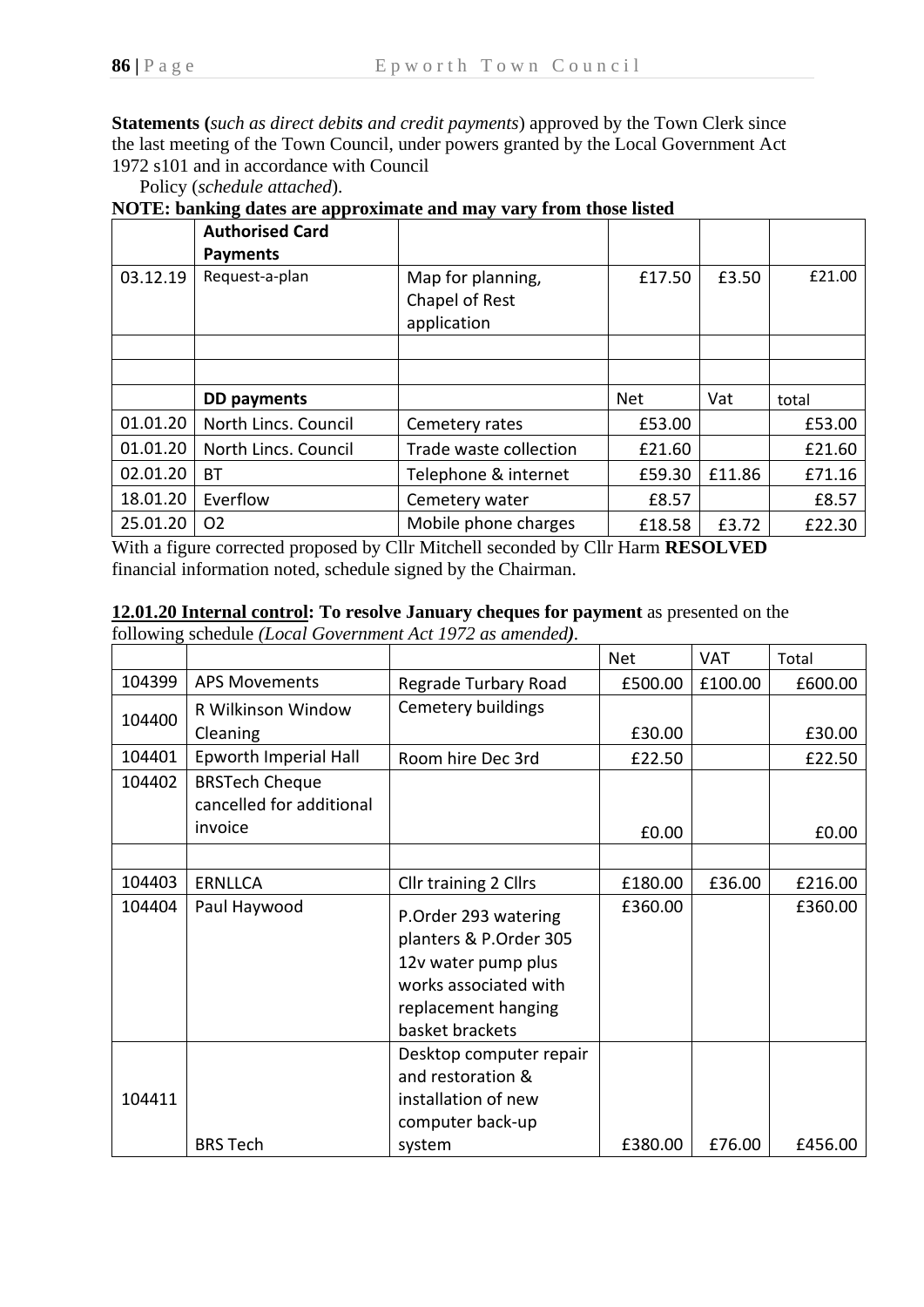**Statements (***such as direct debits and credit payments*) approved by the Town Clerk since the last meeting of the Town Council, under powers granted by the Local Government Act 1972 s101 and in accordance with Council Policy (*schedule attached*).

**NOTE: banking dates are approximate and may vary from those listed**

| | **Authorised Card Payments** | | | | |
|---|---|---|---|---|---|
| 03.12.19 | Request-a-plan | Map for planning, Chapel of Rest application | £17.50 | £3.50 | £21.00 |
| | | | | | |
| | | | | | |
| | **DD payments** | | Net | Vat | total |
| 01.01.20 | North Lincs. Council | Cemetery rates | £53.00 | | £53.00 |
| 01.01.20 | North Lincs. Council | Trade waste collection | £21.60 | | £21.60 |
| 02.01.20 | BT | Telephone & internet | £59.30 | £11.86 | £71.16 |
| 18.01.20 | Everflow | Cemetery water | £8.57 | | £8.57 |
| 25.01.20 | O2 | Mobile phone charges | £18.58 | £3.72 | £22.30 |

With a figure corrected proposed by Cllr Mitchell seconded by Cllr Harm **RESOLVED** financial information noted, schedule signed by the Chairman.

**12.01.20 Internal control: To resolve January cheques for payment** as presented on the following schedule *(Local Government Act 1972 as amended)*.

| | | | Net | VAT | Total |
|---|---|---|---|---|---|
| 104399 | APS Movements | Regrade Turbary Road | £500.00 | £100.00 | £600.00 |
| 104400 | R Wilkinson Window Cleaning | Cemetery buildings | £30.00 | | £30.00 |
| 104401 | Epworth Imperial Hall | Room hire Dec 3rd | £22.50 | | £22.50 |
| 104402 | BRSTech Cheque cancelled for additional invoice | | £0.00 | | £0.00 |
| | | | | | |
| 104403 | ERNLLCA | Cllr training 2 Cllrs | £180.00 | £36.00 | £216.00 |
| 104404 | Paul Haywood | P.Order 293 watering planters & P.Order 305 12v water pump plus works associated with replacement hanging basket brackets | £360.00 | | £360.00 |
| 104411 | BRS Tech | Desktop computer repair and restoration & installation of new computer back-up system | £380.00 | £76.00 | £456.00 |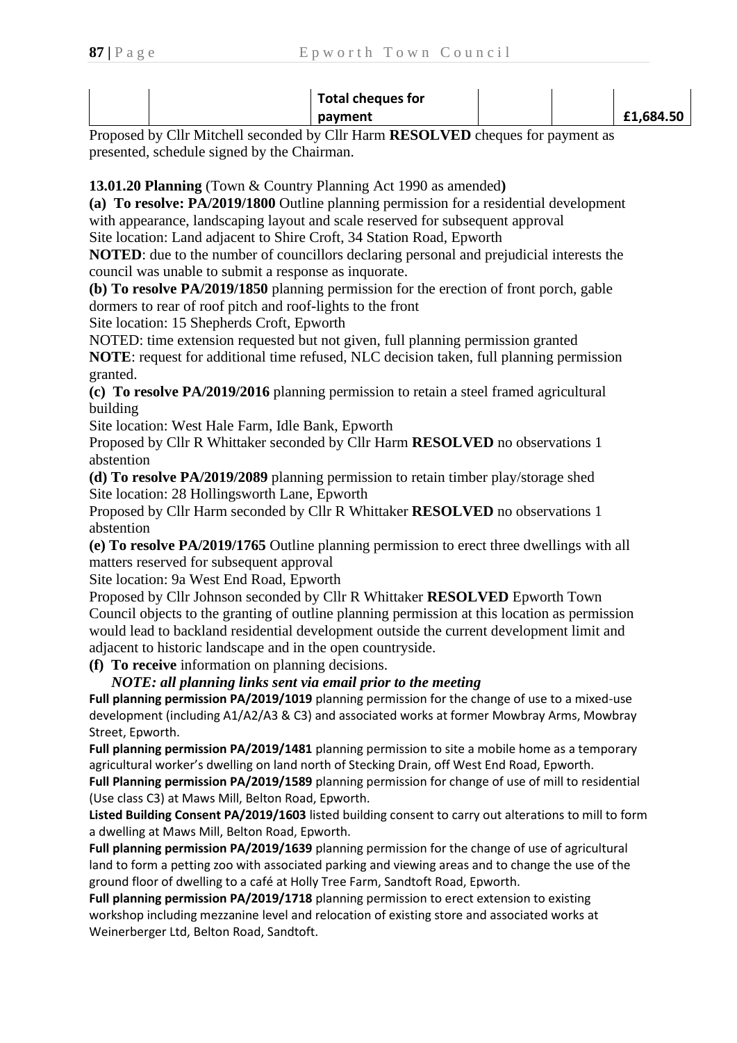| | | Total cheques for payment | | | £1,684.50 |
|---|---|---|---|---|---|

Proposed by Cllr Mitchell seconded by Cllr Harm **RESOLVED** cheques for payment as presented, schedule signed by the Chairman.

**13.01.20 Planning** (Town & Country Planning Act 1990 as amended**)**

**(a) To resolve: PA/2019/1800** Outline planning permission for a residential development with appearance, landscaping layout and scale reserved for subsequent approval
Site location: Land adjacent to Shire Croft, 34 Station Road, Epworth
**NOTED**: due to the number of councillors declaring personal and prejudicial interests the council was unable to submit a response as inquorate.

**(b) To resolve PA/2019/1850** planning permission for the erection of front porch, gable dormers to rear of roof pitch and roof-lights to the front
Site location: 15 Shepherds Croft, Epworth
NOTED: time extension requested but not given, full planning permission granted
**NOTE**: request for additional time refused, NLC decision taken, full planning permission granted.

**(c) To resolve PA/2019/2016** planning permission to retain a steel framed agricultural building
Site location: West Hale Farm, Idle Bank, Epworth
Proposed by Cllr R Whittaker seconded by Cllr Harm **RESOLVED** no observations 1 abstention

**(d) To resolve PA/2019/2089** planning permission to retain timber play/storage shed
Site location: 28 Hollingsworth Lane, Epworth
Proposed by Cllr Harm seconded by Cllr R Whittaker **RESOLVED** no observations 1 abstention

**(e) To resolve PA/2019/1765** Outline planning permission to erect three dwellings with all matters reserved for subsequent approval
Site location: 9a West End Road, Epworth
Proposed by Cllr Johnson seconded by Cllr R Whittaker **RESOLVED** Epworth Town Council objects to the granting of outline planning permission at this location as permission would lead to backland residential development outside the current development limit and adjacent to historic landscape and in the open countryside.

**(f) To receive** information on planning decisions.
***NOTE: all planning links sent via email prior to the meeting***

**Full planning permission PA/2019/1019** planning permission for the change of use to a mixed-use development (including A1/A2/A3 & C3) and associated works at former Mowbray Arms, Mowbray Street, Epworth.

**Full planning permission PA/2019/1481** planning permission to site a mobile home as a temporary agricultural worker's dwelling on land north of Stecking Drain, off West End Road, Epworth.

**Full Planning permission PA/2019/1589** planning permission for change of use of mill to residential (Use class C3) at Maws Mill, Belton Road, Epworth.

**Listed Building Consent PA/2019/1603** listed building consent to carry out alterations to mill to form a dwelling at Maws Mill, Belton Road, Epworth.

**Full planning permission PA/2019/1639** planning permission for the change of use of agricultural land to form a petting zoo with associated parking and viewing areas and to change the use of the ground floor of dwelling to a café at Holly Tree Farm, Sandtoft Road, Epworth.

**Full planning permission PA/2019/1718** planning permission to erect extension to existing workshop including mezzanine level and relocation of existing store and associated works at Weinerberger Ltd, Belton Road, Sandtoft.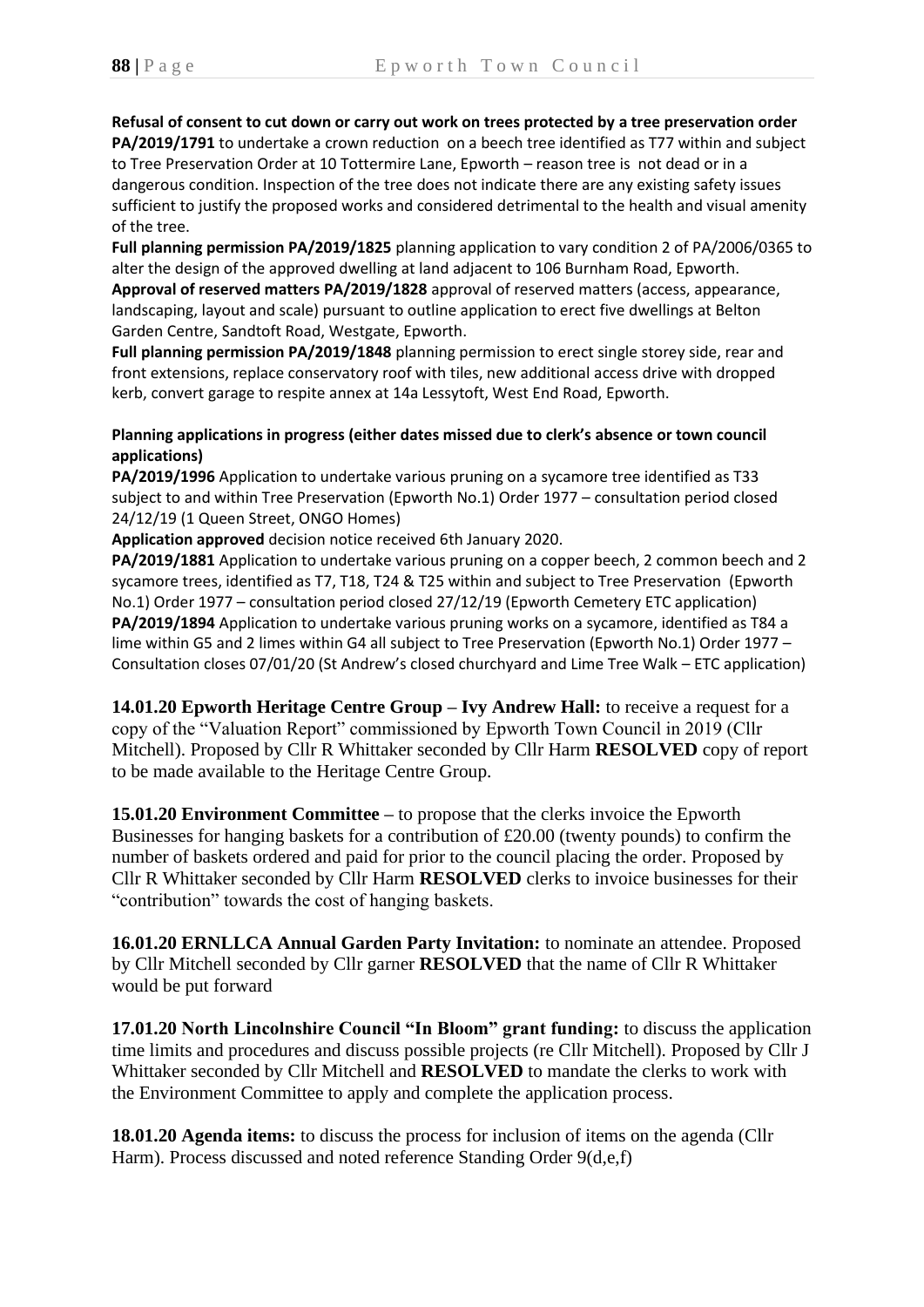**Refusal of consent to cut down or carry out work on trees protected by a tree preservation order**

**PA/2019/1791** to undertake a crown reduction on a beech tree identified as T77 within and subject to Tree Preservation Order at 10 Tottermire Lane, Epworth – reason tree is not dead or in a dangerous condition. Inspection of the tree does not indicate there are any existing safety issues sufficient to justify the proposed works and considered detrimental to the health and visual amenity of the tree.

**Full planning permission PA/2019/1825** planning application to vary condition 2 of PA/2006/0365 to alter the design of the approved dwelling at land adjacent to 106 Burnham Road, Epworth.

**Approval of reserved matters PA/2019/1828** approval of reserved matters (access, appearance, landscaping, layout and scale) pursuant to outline application to erect five dwellings at Belton Garden Centre, Sandtoft Road, Westgate, Epworth.

**Full planning permission PA/2019/1848** planning permission to erect single storey side, rear and front extensions, replace conservatory roof with tiles, new additional access drive with dropped kerb, convert garage to respite annex at 14a Lessytoft, West End Road, Epworth.

**Planning applications in progress (either dates missed due to clerk's absence or town council applications)**

**PA/2019/1996** Application to undertake various pruning on a sycamore tree identified as T33 subject to and within Tree Preservation (Epworth No.1) Order 1977 – consultation period closed 24/12/19 (1 Queen Street, ONGO Homes)

**Application approved** decision notice received 6th January 2020.

**PA/2019/1881** Application to undertake various pruning on a copper beech, 2 common beech and 2 sycamore trees, identified as T7, T18, T24 & T25 within and subject to Tree Preservation (Epworth No.1) Order 1977 – consultation period closed 27/12/19 (Epworth Cemetery ETC application)

**PA/2019/1894** Application to undertake various pruning works on a sycamore, identified as T84 a lime within G5 and 2 limes within G4 all subject to Tree Preservation (Epworth No.1) Order 1977 – Consultation closes 07/01/20 (St Andrew's closed churchyard and Lime Tree Walk – ETC application)

**14.01.20 Epworth Heritage Centre Group – Ivy Andrew Hall:** to receive a request for a copy of the "Valuation Report" commissioned by Epworth Town Council in 2019 (Cllr Mitchell). Proposed by Cllr R Whittaker seconded by Cllr Harm **RESOLVED** copy of report to be made available to the Heritage Centre Group.

**15.01.20 Environment Committee** – to propose that the clerks invoice the Epworth Businesses for hanging baskets for a contribution of £20.00 (twenty pounds) to confirm the number of baskets ordered and paid for prior to the council placing the order. Proposed by Cllr R Whittaker seconded by Cllr Harm **RESOLVED** clerks to invoice businesses for their "contribution" towards the cost of hanging baskets.

**16.01.20 ERNLLCA Annual Garden Party Invitation:** to nominate an attendee. Proposed by Cllr Mitchell seconded by Cllr garner **RESOLVED** that the name of Cllr R Whittaker would be put forward

**17.01.20 North Lincolnshire Council "In Bloom" grant funding:** to discuss the application time limits and procedures and discuss possible projects (re Cllr Mitchell). Proposed by Cllr J Whittaker seconded by Cllr Mitchell and **RESOLVED** to mandate the clerks to work with the Environment Committee to apply and complete the application process.

**18.01.20 Agenda items:** to discuss the process for inclusion of items on the agenda (Cllr Harm). Process discussed and noted reference Standing Order 9(d,e,f)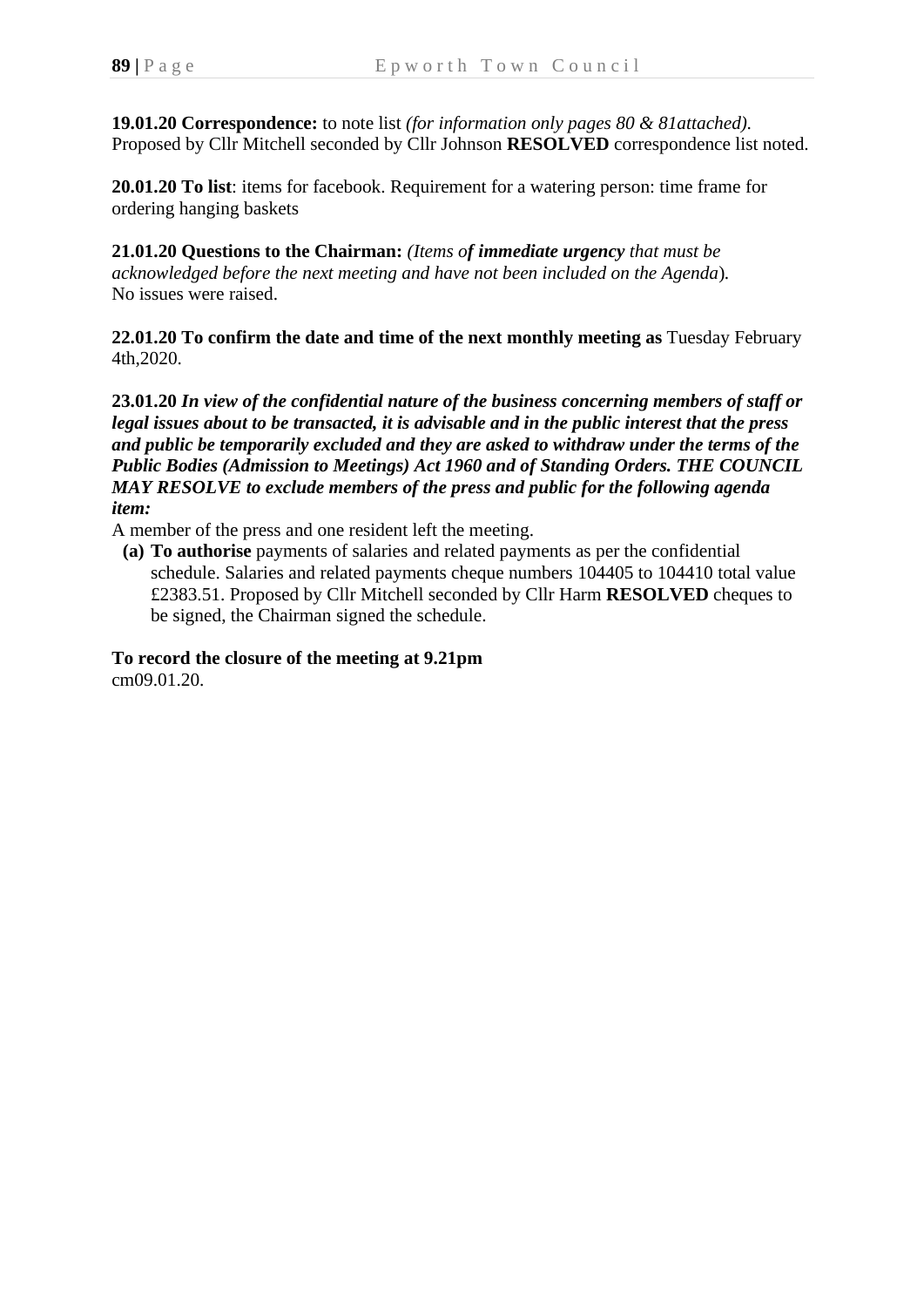**19.01.20 Correspondence:** to note list *(for information only pages 80 & 81attached).* Proposed by Cllr Mitchell seconded by Cllr Johnson **RESOLVED** correspondence list noted.

**20.01.20 To list**: items for facebook. Requirement for a watering person: time frame for ordering hanging baskets

**21.01.20 Questions to the Chairman:** *(Items o**f immediate urgency** that must be acknowledged before the next meeting and have not been included on the Agenda*). No issues were raised.

**22.01.20 To confirm the date and time of the next monthly meeting as** Tuesday February 4th,2020.

***23.01.20 In view of the confidential nature of the business concerning members of staff or legal issues about to be transacted, it is advisable and in the public interest that the press and public be temporarily excluded and they are asked to withdraw under the terms of the Public Bodies (Admission to Meetings) Act 1960 and of Standing Orders. THE COUNCIL MAY RESOLVE to exclude members of the press and public for the following agenda item:***

A member of the press and one resident left the meeting.

**(a) To authorise** payments of salaries and related payments as per the confidential schedule. Salaries and related payments cheque numbers 104405 to 104410 total value £2383.51. Proposed by Cllr Mitchell seconded by Cllr Harm **RESOLVED** cheques to be signed, the Chairman signed the schedule.

**To record the closure of the meeting at 9.21pm**

cm09.01.20.